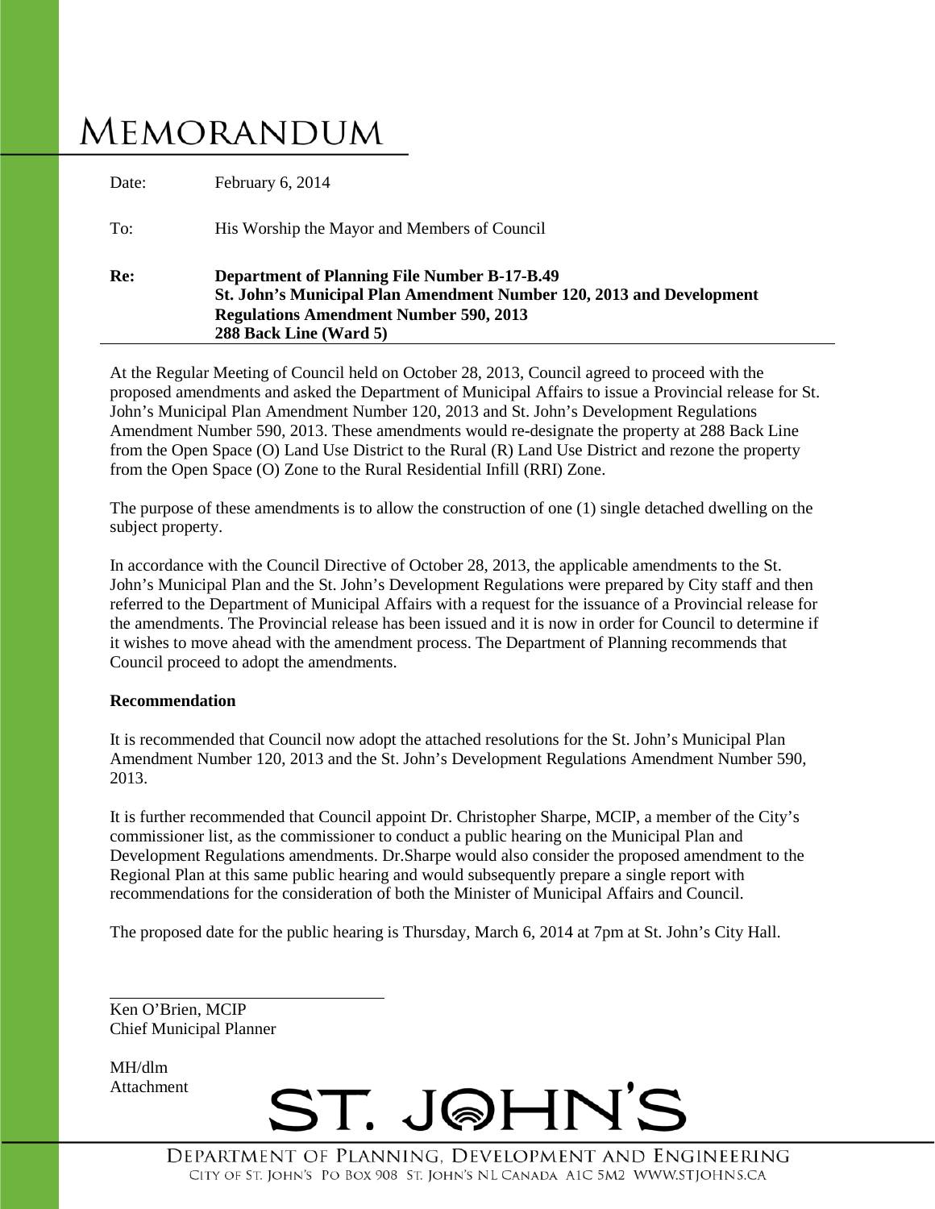# Memorandum

Date: February 6, 2014

To: His Worship the Mayor and Members of Council

**Re: Department of Planning File Number B-17-B.49**
**St. John's Municipal Plan Amendment Number 120, 2013 and Development Regulations Amendment Number 590, 2013**
**288 Back Line (Ward 5)**

At the Regular Meeting of Council held on October 28, 2013, Council agreed to proceed with the proposed amendments and asked the Department of Municipal Affairs to issue a Provincial release for St. John's Municipal Plan Amendment Number 120, 2013 and St. John's Development Regulations Amendment Number 590, 2013. These amendments would re-designate the property at 288 Back Line from the Open Space (O) Land Use District to the Rural (R) Land Use District and rezone the property from the Open Space (O) Zone to the Rural Residential Infill (RRI) Zone.

The purpose of these amendments is to allow the construction of one (1) single detached dwelling on the subject property.

In accordance with the Council Directive of October 28, 2013, the applicable amendments to the St. John's Municipal Plan and the St. John's Development Regulations were prepared by City staff and then referred to the Department of Municipal Affairs with a request for the issuance of a Provincial release for the amendments. The Provincial release has been issued and it is now in order for Council to determine if it wishes to move ahead with the amendment process. The Department of Planning recommends that Council proceed to adopt the amendments.

**Recommendation**

It is recommended that Council now adopt the attached resolutions for the St. John's Municipal Plan Amendment Number 120, 2013 and the St. John's Development Regulations Amendment Number 590, 2013.

It is further recommended that Council appoint Dr. Christopher Sharpe, MCIP, a member of the City's commissioner list, as the commissioner to conduct a public hearing on the Municipal Plan and Development Regulations amendments. Dr.Sharpe would also consider the proposed amendment to the Regional Plan at this same public hearing and would subsequently prepare a single report with recommendations for the consideration of both the Minister of Municipal Affairs and Council.

The proposed date for the public hearing is Thursday, March 6, 2014 at 7pm at St. John's City Hall.

Ken O'Brien, MCIP
Chief Municipal Planner

MH/dlm
Attachment

ST. JOHN'S

DEPARTMENT OF PLANNING, DEVELOPMENT AND ENGINEERING
CITY OF ST. JOHN'S PO BOX 908 ST. JOHN'S NL CANADA A1C 5M2 WWW.STJOHNS.CA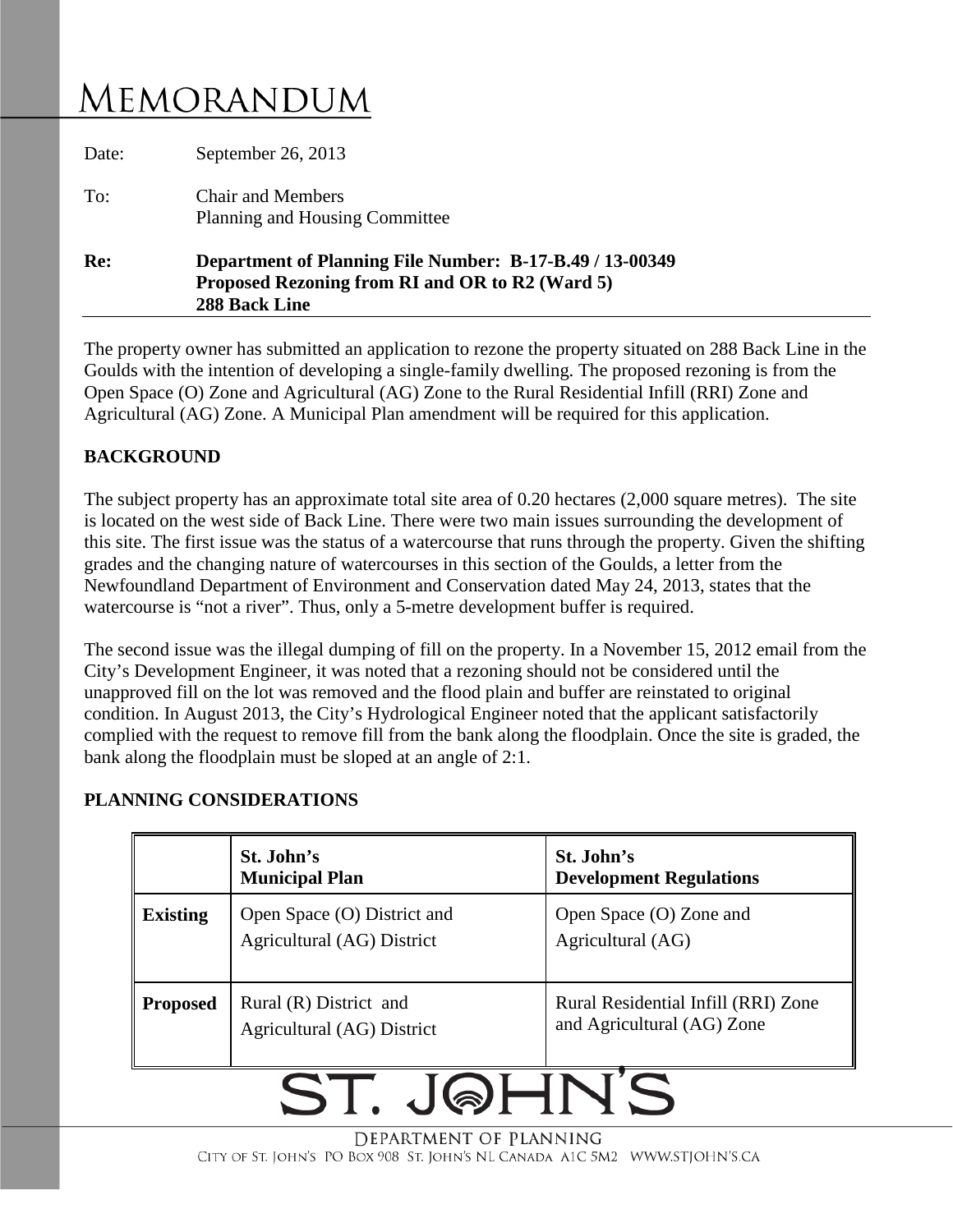# Memorandum

Date: September 26, 2013

To: Chair and Members
Planning and Housing Committee

**Re: Department of Planning File Number: B-17-B.49 / 13-00349**
**Proposed Rezoning from RI and OR to R2 (Ward 5)**
**288 Back Line**

The property owner has submitted an application to rezone the property situated on 288 Back Line in the Goulds with the intention of developing a single-family dwelling. The proposed rezoning is from the Open Space (O) Zone and Agricultural (AG) Zone to the Rural Residential Infill (RRI) Zone and Agricultural (AG) Zone. A Municipal Plan amendment will be required for this application.

## BACKGROUND

The subject property has an approximate total site area of 0.20 hectares (2,000 square metres). The site is located on the west side of Back Line. There were two main issues surrounding the development of this site. The first issue was the status of a watercourse that runs through the property. Given the shifting grades and the changing nature of watercourses in this section of the Goulds, a letter from the Newfoundland Department of Environment and Conservation dated May 24, 2013, states that the watercourse is "not a river". Thus, only a 5-metre development buffer is required.

The second issue was the illegal dumping of fill on the property. In a November 15, 2012 email from the City's Development Engineer, it was noted that a rezoning should not be considered until the unapproved fill on the lot was removed and the flood plain and buffer are reinstated to original condition. In August 2013, the City's Hydrological Engineer noted that the applicant satisfactorily complied with the request to remove fill from the bank along the floodplain. Once the site is graded, the bank along the floodplain must be sloped at an angle of 2:1.

## PLANNING CONSIDERATIONS

| | **St. John's Municipal Plan** | **St. John's Development Regulations** |
|---|---|---|
| **Existing** | Open Space (O) District and Agricultural (AG) District | Open Space (O) Zone and Agricultural (AG) |
| **Proposed** | Rural (R) District and Agricultural (AG) District | Rural Residential Infill (RRI) Zone and Agricultural (AG) Zone |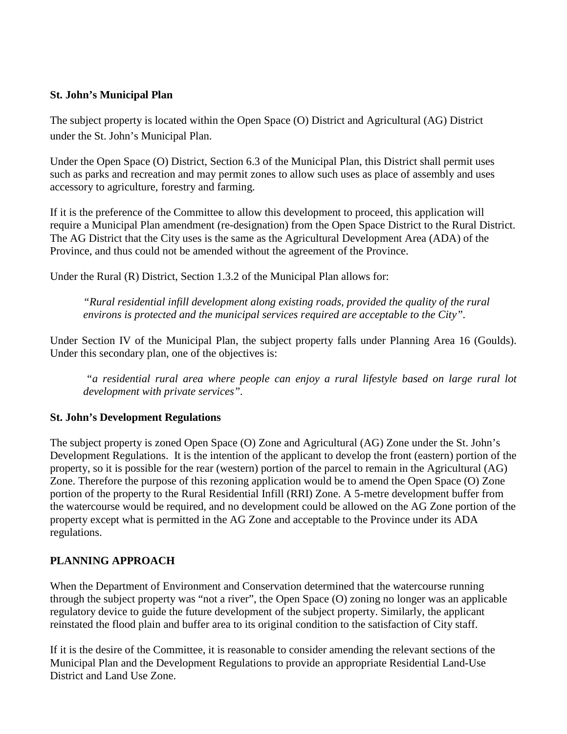**St. John's Municipal Plan**

The subject property is located within the Open Space (O) District and Agricultural (AG) District under the St. John's Municipal Plan.

Under the Open Space (O) District, Section 6.3 of the Municipal Plan, this District shall permit uses such as parks and recreation and may permit zones to allow such uses as place of assembly and uses accessory to agriculture, forestry and farming.

If it is the preference of the Committee to allow this development to proceed, this application will require a Municipal Plan amendment (re-designation) from the Open Space District to the Rural District. The AG District that the City uses is the same as the Agricultural Development Area (ADA) of the Province, and thus could not be amended without the agreement of the Province.

Under the Rural (R) District, Section 1.3.2 of the Municipal Plan allows for:

> *"Rural residential infill development along existing roads, provided the quality of the rural environs is protected and the municipal services required are acceptable to the City".*

Under Section IV of the Municipal Plan, the subject property falls under Planning Area 16 (Goulds). Under this secondary plan, one of the objectives is:

> *"a residential rural area where people can enjoy a rural lifestyle based on large rural lot development with private services".*

**St. John's Development Regulations**

The subject property is zoned Open Space (O) Zone and Agricultural (AG) Zone under the St. John's Development Regulations. It is the intention of the applicant to develop the front (eastern) portion of the property, so it is possible for the rear (western) portion of the parcel to remain in the Agricultural (AG) Zone. Therefore the purpose of this rezoning application would be to amend the Open Space (O) Zone portion of the property to the Rural Residential Infill (RRI) Zone. A 5-metre development buffer from the watercourse would be required, and no development could be allowed on the AG Zone portion of the property except what is permitted in the AG Zone and acceptable to the Province under its ADA regulations.

**PLANNING APPROACH**

When the Department of Environment and Conservation determined that the watercourse running through the subject property was "not a river", the Open Space (O) zoning no longer was an applicable regulatory device to guide the future development of the subject property. Similarly, the applicant reinstated the flood plain and buffer area to its original condition to the satisfaction of City staff.

If it is the desire of the Committee, it is reasonable to consider amending the relevant sections of the Municipal Plan and the Development Regulations to provide an appropriate Residential Land-Use District and Land Use Zone.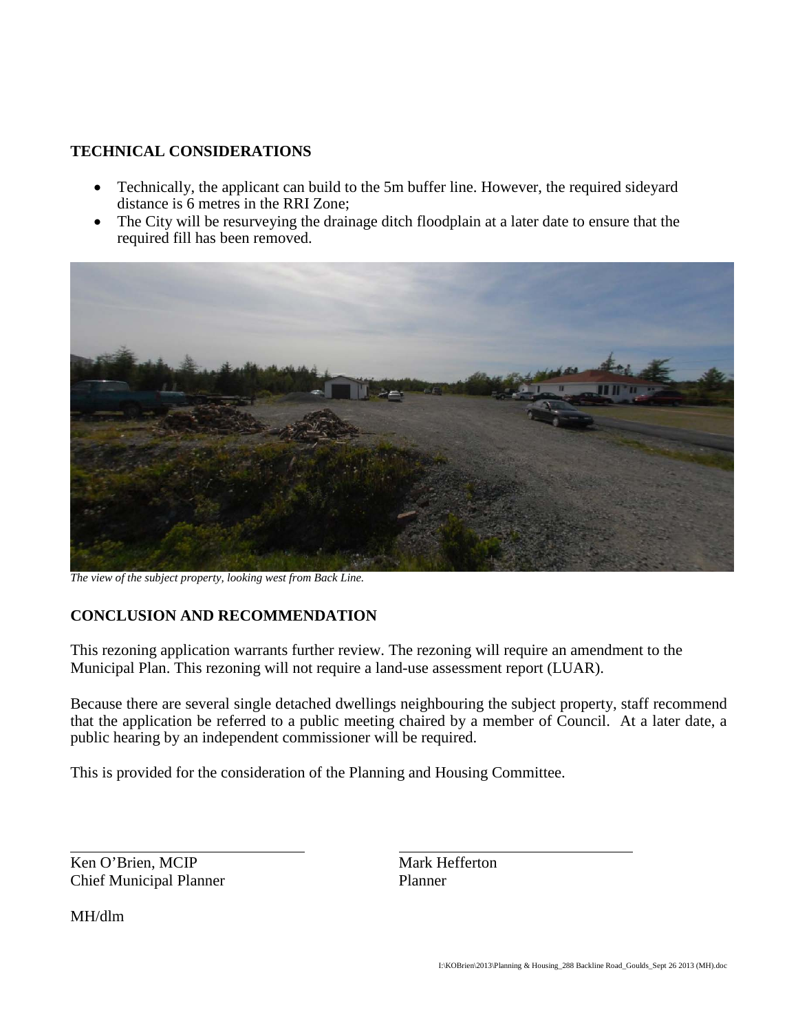## TECHNICAL CONSIDERATIONS

- Technically, the applicant can build to the 5m buffer line. However, the required sideyard distance is 6 metres in the RRI Zone;
- The City will be resurveying the drainage ditch floodplain at a later date to ensure that the required fill has been removed.

*The view of the subject property, looking west from Back Line.*

## CONCLUSION AND RECOMMENDATION

This rezoning application warrants further review. The rezoning will require an amendment to the Municipal Plan. This rezoning will not require a land-use assessment report (LUAR).

Because there are several single detached dwellings neighbouring the subject property, staff recommend that the application be referred to a public meeting chaired by a member of Council. At a later date, a public hearing by an independent commissioner will be required.

This is provided for the consideration of the Planning and Housing Committee.

Ken O'Brien, MCIP
Chief Municipal Planner

Mark Hefferton
Planner

MH/dlm

I:\KOBrien\2013\Planning & Housing_288 Backline Road_Goulds_Sept 26 2013 (MH).doc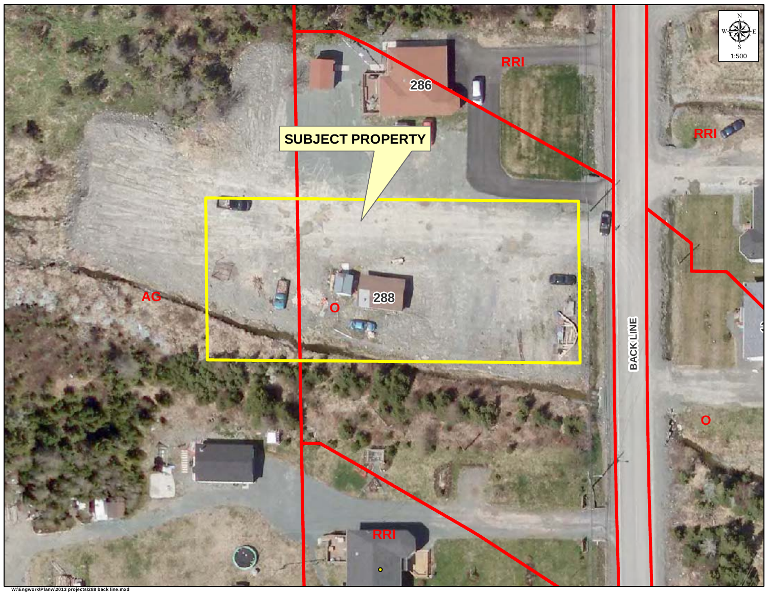SUBJECT PROPERTY

286

288

RRI

RRI

RRI

AG

O

O

BACK LINE

N
W E
S
1:500

W:\Engwork\Planw\2013 projects\288 back line.mxd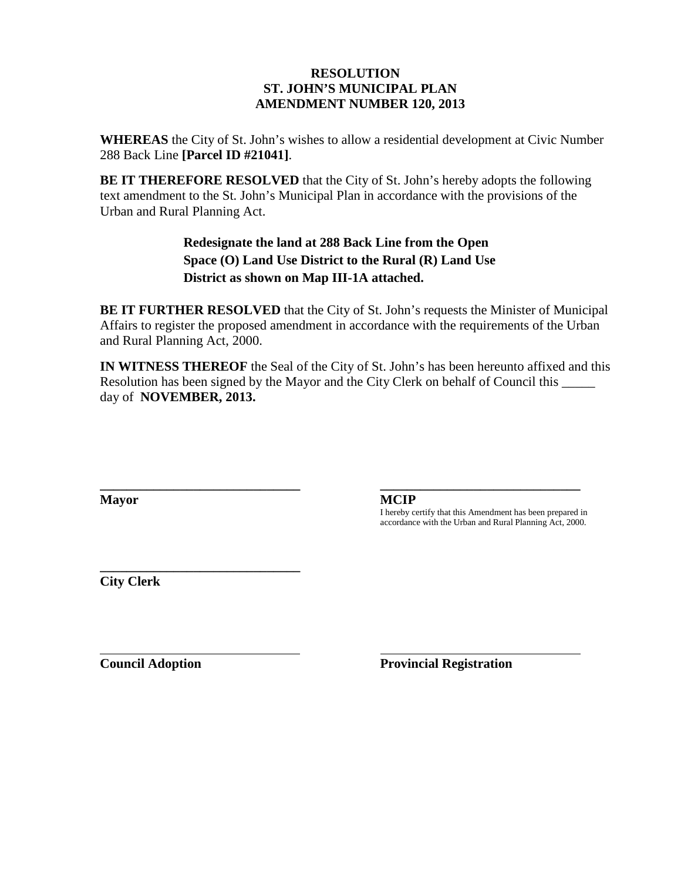**RESOLUTION**
**ST. JOHN'S MUNICIPAL PLAN**
**AMENDMENT NUMBER 120, 2013**

**WHEREAS** the City of St. John's wishes to allow a residential development at Civic Number 288 Back Line **[Parcel ID #21041]**.

**BE IT THEREFORE RESOLVED** that the City of St. John's hereby adopts the following text amendment to the St. John's Municipal Plan in accordance with the provisions of the Urban and Rural Planning Act.

> **Redesignate the land at 288 Back Line from the Open Space (O) Land Use District to the Rural (R) Land Use District as shown on Map III-1A attached.**

**BE IT FURTHER RESOLVED** that the City of St. John's requests the Minister of Municipal Affairs to register the proposed amendment in accordance with the requirements of the Urban and Rural Planning Act, 2000.

**IN WITNESS THEREOF** the Seal of the City of St. John's has been hereunto affixed and this Resolution has been signed by the Mayor and the City Clerk on behalf of Council this _____ day of **NOVEMBER, 2013.**

______________________________
**Mayor**

______________________________
**MCIP**
I hereby certify that this Amendment has been prepared in accordance with the Urban and Rural Planning Act, 2000.

______________________________
**City Clerk**

______________________________
**Council Adoption**

______________________________
**Provincial Registration**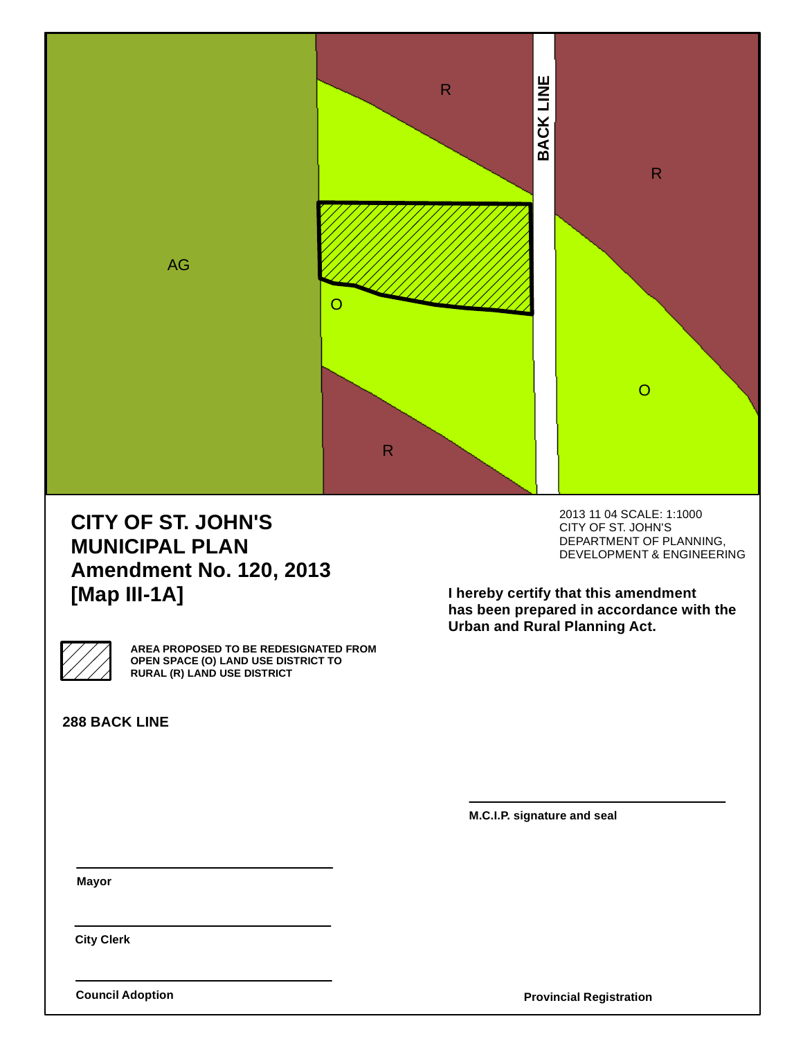R

BACK LINE

R

AG

O

O

R

# CITY OF ST. JOHN'S MUNICIPAL PLAN Amendment No. 120, 2013 [Map III-1A]

2013 11 04 SCALE: 1:1000
CITY OF ST. JOHN'S
DEPARTMENT OF PLANNING, DEVELOPMENT & ENGINEERING

**I hereby certify that this amendment has been prepared in accordance with the Urban and Rural Planning Act.**

**AREA PROPOSED TO BE REDESIGNATED FROM OPEN SPACE (O) LAND USE DISTRICT TO RURAL (R) LAND USE DISTRICT**

**288 BACK LINE**

**M.C.I.P. signature and seal**

**Mayor**

**City Clerk**

**Council Adoption**

**Provincial Registration**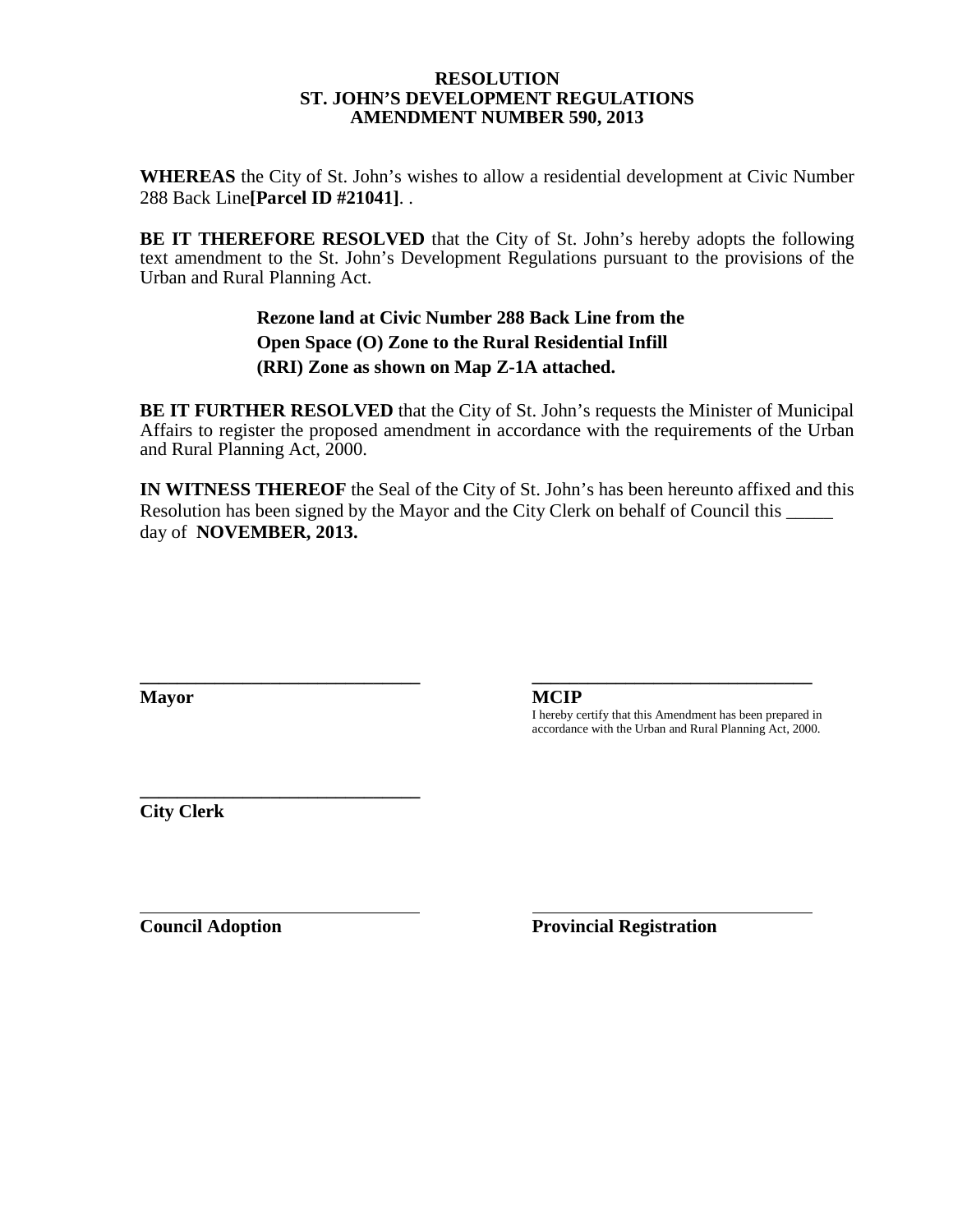**RESOLUTION**
**ST. JOHN'S DEVELOPMENT REGULATIONS**
**AMENDMENT NUMBER 590, 2013**

**WHEREAS** the City of St. John's wishes to allow a residential development at Civic Number 288 Back Line**[Parcel ID #21041]**. .

**BE IT THEREFORE RESOLVED** that the City of St. John's hereby adopts the following text amendment to the St. John's Development Regulations pursuant to the provisions of the Urban and Rural Planning Act.

> **Rezone land at Civic Number 288 Back Line from the Open Space (O) Zone to the Rural Residential Infill (RRI) Zone as shown on Map Z-1A attached.**

**BE IT FURTHER RESOLVED** that the City of St. John's requests the Minister of Municipal Affairs to register the proposed amendment in accordance with the requirements of the Urban and Rural Planning Act, 2000.

**IN WITNESS THEREOF** the Seal of the City of St. John's has been hereunto affixed and this Resolution has been signed by the Mayor and the City Clerk on behalf of Council this _____ day of **NOVEMBER, 2013.**

______________________________
**Mayor**

______________________________
**MCIP**
I hereby certify that this Amendment has been prepared in accordance with the Urban and Rural Planning Act, 2000.

______________________________
**City Clerk**

______________________________
**Council Adoption**

______________________________
**Provincial Registration**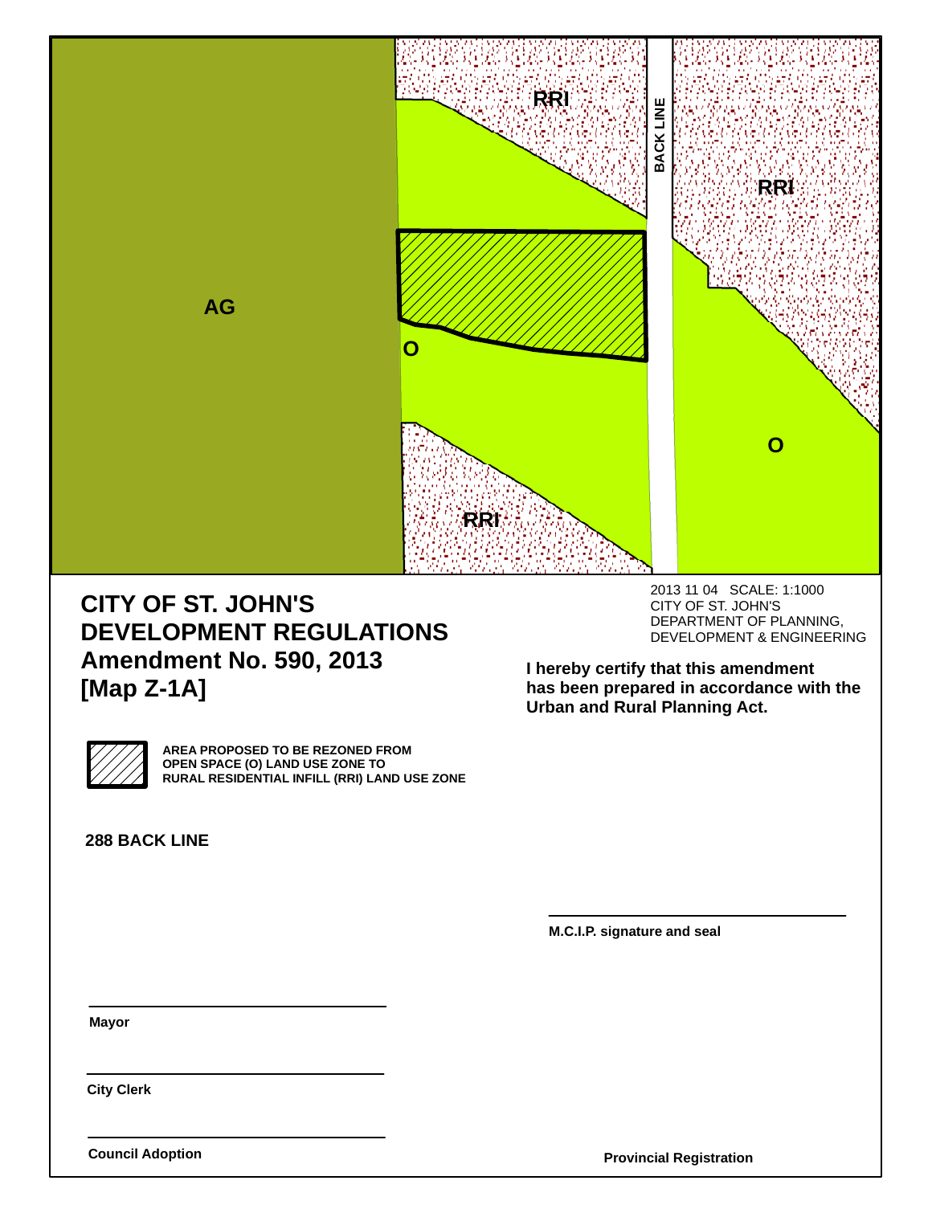AG

RRI

BACK LINE

RRI

O

O

RRI

# CITY OF ST. JOHN'S DEVELOPMENT REGULATIONS Amendment No. 590, 2013 [Map Z-1A]

2013 11 04 SCALE: 1:1000
CITY OF ST. JOHN'S
DEPARTMENT OF PLANNING, DEVELOPMENT & ENGINEERING

**I hereby certify that this amendment has been prepared in accordance with the Urban and Rural Planning Act.**

**AREA PROPOSED TO BE REZONED FROM OPEN SPACE (O) LAND USE ZONE TO RURAL RESIDENTIAL INFILL (RRI) LAND USE ZONE**

**288 BACK LINE**

**M.C.I.P. signature and seal**

**Mayor**

**City Clerk**

**Council Adoption**

**Provincial Registration**